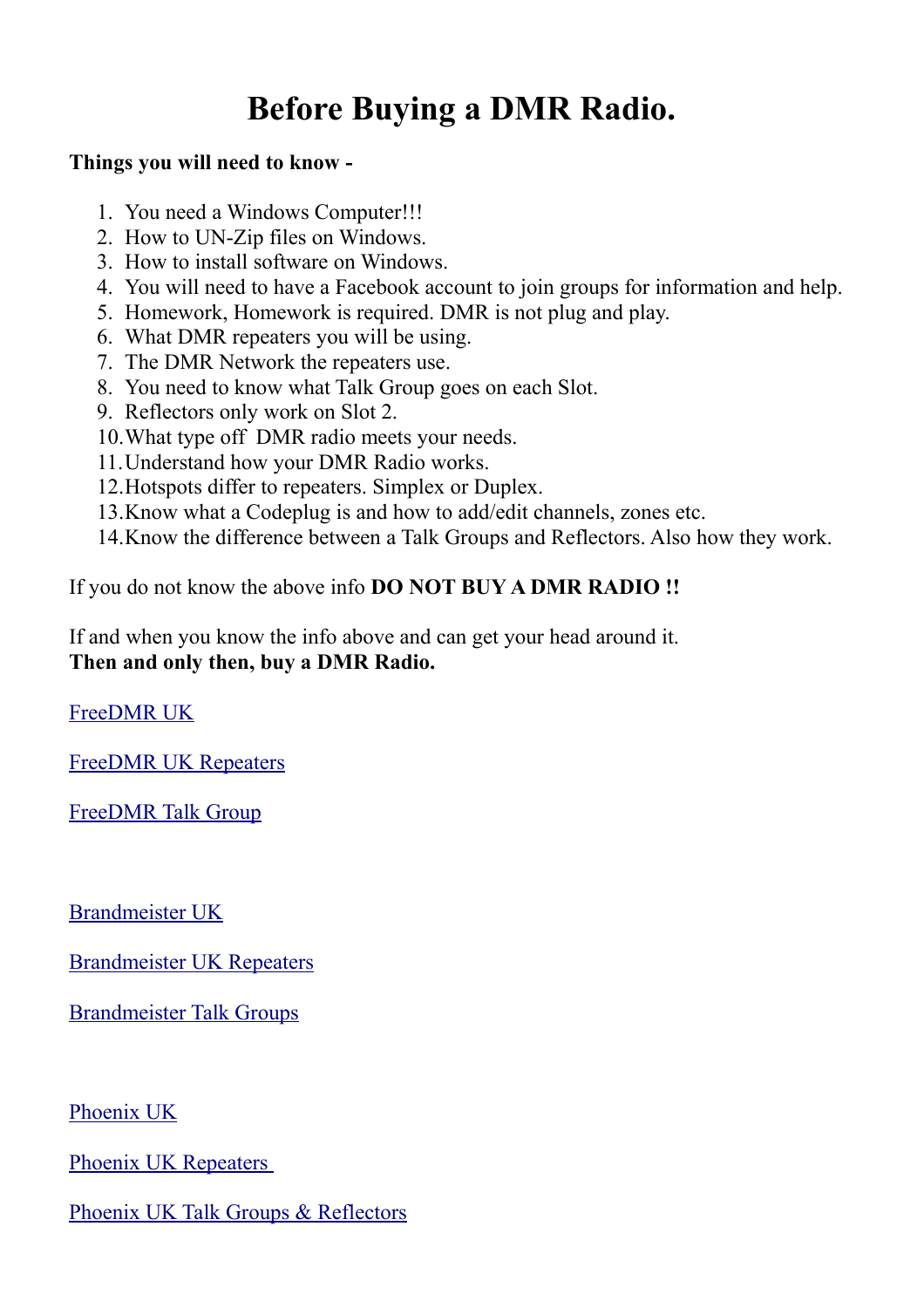# Before Buying a DMR Radio.

**Things you will need to know -**

1. You need a Windows Computer!!!
2. How to UN-Zip files on Windows.
3. How to install software on Windows.
4. You will need to have a Facebook account to join groups for information and help.
5. Homework, Homework is required. DMR is not plug and play.
6. What DMR repeaters you will be using.
7. The DMR Network the repeaters use.
8. You need to know what Talk Group goes on each Slot.
9. Reflectors only work on Slot 2.
10. What type off  DMR radio meets your needs.
11. Understand how your DMR Radio works.
12. Hotspots differ to repeaters. Simplex or Duplex.
13. Know what a Codeplug is and how to add/edit channels, zones etc.
14. Know the difference between a Talk Groups and Reflectors. Also how they work.

If you do not know the above info **DO NOT BUY A DMR RADIO !!**

If and when you know the info above and can get your head around it.
**Then and only then, buy a DMR Radio.**

FreeDMR UK

FreeDMR UK Repeaters

FreeDMR Talk Group

Brandmeister UK

Brandmeister UK Repeaters

Brandmeister Talk Groups

Phoenix UK

Phoenix UK Repeaters

Phoenix UK Talk Groups & Reflectors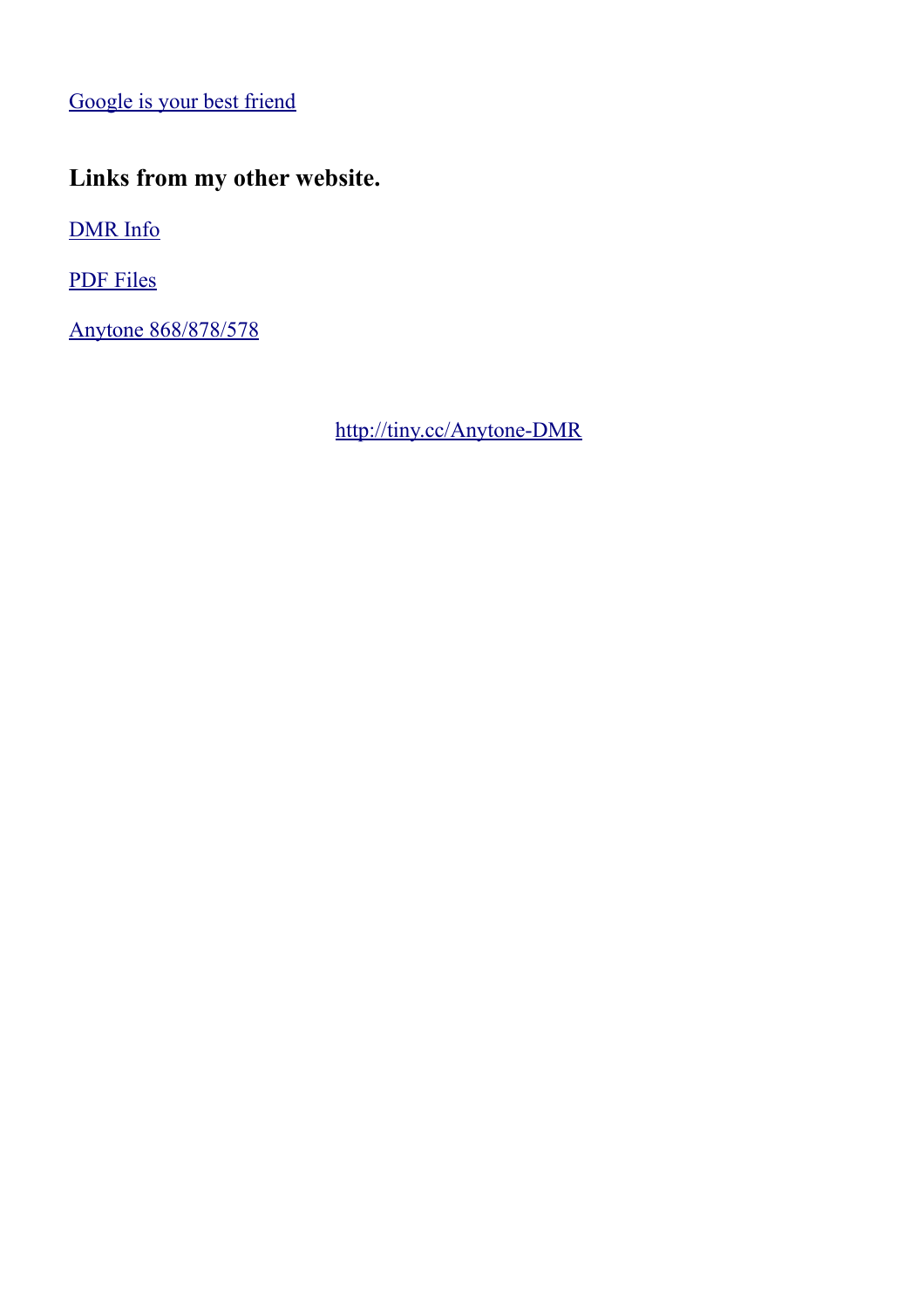Google is your best friend

### Links from my other website.

DMR Info

PDF Files

Anytone 868/878/578

http://tiny.cc/Anytone-DMR